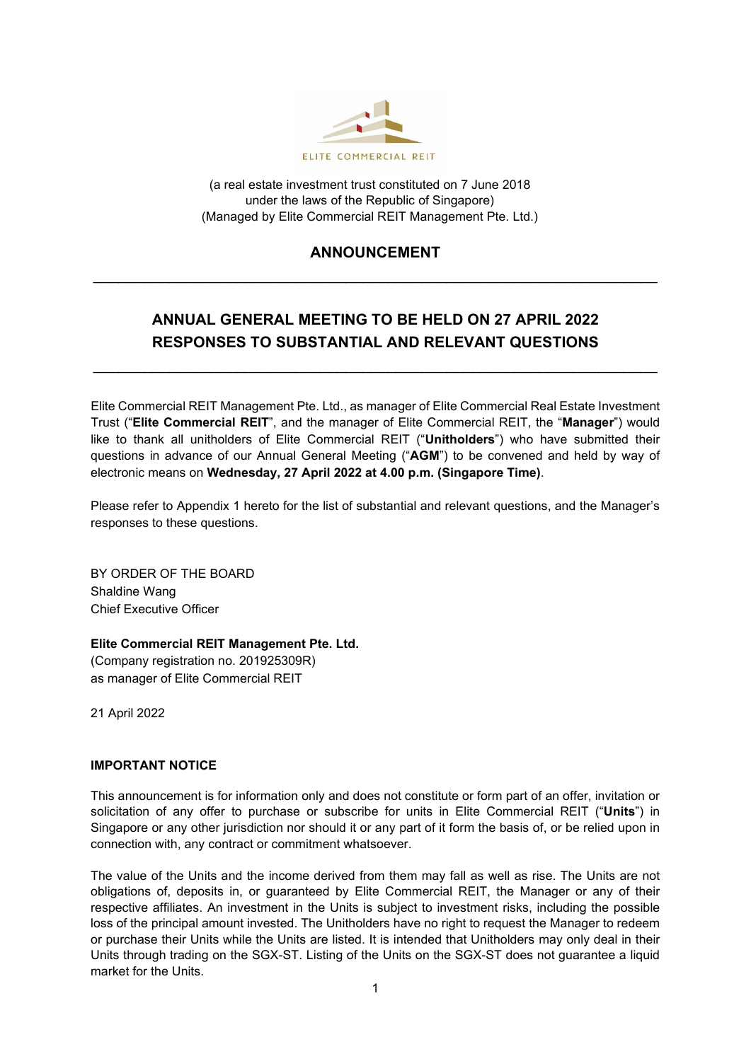ELITE COMMERCIAL REIT

(a real estate investment trust constituted on 7 June 2018
under the laws of the Republic of Singapore)
(Managed by Elite Commercial REIT Management Pte. Ltd.)

## ANNOUNCEMENT

---

# ANNUAL GENERAL MEETING TO BE HELD ON 27 APRIL 2022 RESPONSES TO SUBSTANTIAL AND RELEVANT QUESTIONS

---

Elite Commercial REIT Management Pte. Ltd., as manager of Elite Commercial Real Estate Investment Trust ("**Elite Commercial REIT**", and the manager of Elite Commercial REIT, the "**Manager**") would like to thank all unitholders of Elite Commercial REIT ("**Unitholders**") who have submitted their questions in advance of our Annual General Meeting ("**AGM**") to be convened and held by way of electronic means on **Wednesday, 27 April 2022 at 4.00 p.m. (Singapore Time)**.

Please refer to Appendix 1 hereto for the list of substantial and relevant questions, and the Manager's responses to these questions.

BY ORDER OF THE BOARD
Shaldine Wang
Chief Executive Officer

**Elite Commercial REIT Management Pte. Ltd.**
(Company registration no. 201925309R)
as manager of Elite Commercial REIT

21 April 2022

**IMPORTANT NOTICE**

This announcement is for information only and does not constitute or form part of an offer, invitation or solicitation of any offer to purchase or subscribe for units in Elite Commercial REIT ("**Units**") in Singapore or any other jurisdiction nor should it or any part of it form the basis of, or be relied upon in connection with, any contract or commitment whatsoever.

The value of the Units and the income derived from them may fall as well as rise. The Units are not obligations of, deposits in, or guaranteed by Elite Commercial REIT, the Manager or any of their respective affiliates. An investment in the Units is subject to investment risks, including the possible loss of the principal amount invested. The Unitholders have no right to request the Manager to redeem or purchase their Units while the Units are listed. It is intended that Unitholders may only deal in their Units through trading on the SGX-ST. Listing of the Units on the SGX-ST does not guarantee a liquid market for the Units.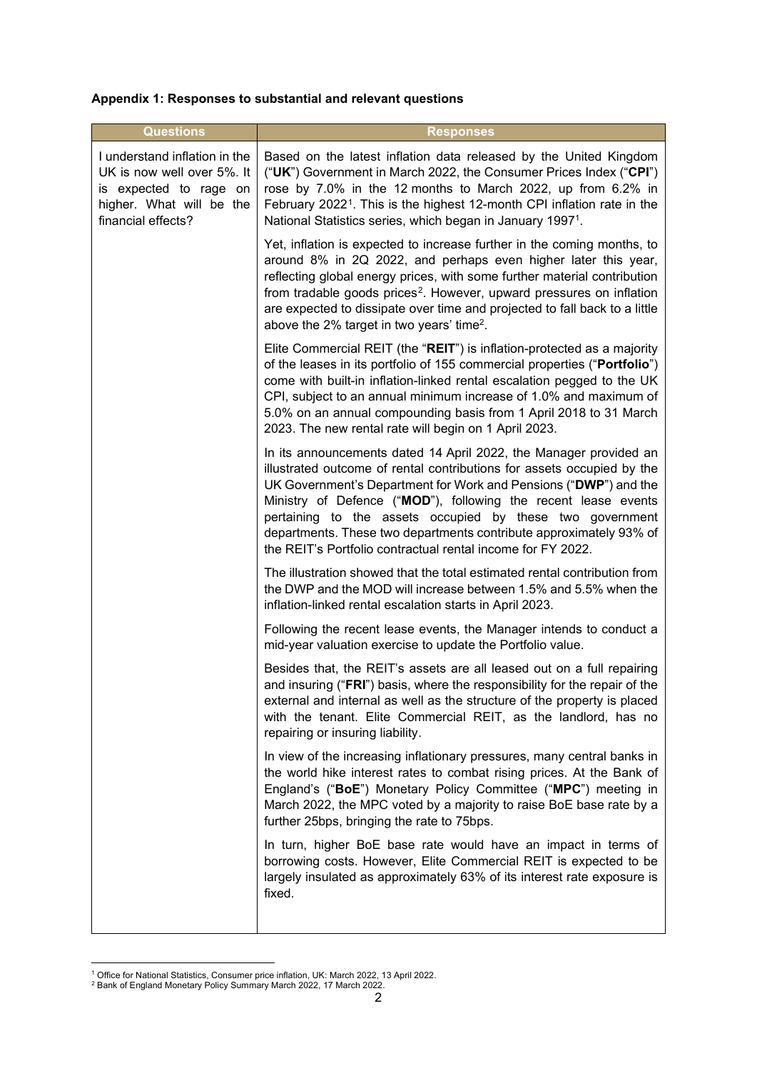**Appendix 1: Responses to substantial and relevant questions**

| Questions | Responses |
|---|---|
| I understand inflation in the UK is now well over 5%. It is expected to rage on higher. What will be the financial effects? | Based on the latest inflation data released by the United Kingdom ("**UK**") Government in March 2022, the Consumer Prices Index ("**CPI**") rose by 7.0% in the 12 months to March 2022, up from 6.2% in February 2022[1]. This is the highest 12-month CPI inflation rate in the National Statistics series, which began in January 1997[1]. <br><br> Yet, inflation is expected to increase further in the coming months, to around 8% in 2Q 2022, and perhaps even higher later this year, reflecting global energy prices, with some further material contribution from tradable goods prices[2]. However, upward pressures on inflation are expected to dissipate over time and projected to fall back to a little above the 2% target in two years' time[2]. <br><br> Elite Commercial REIT (the "**REIT**") is inflation-protected as a majority of the leases in its portfolio of 155 commercial properties ("**Portfolio**") come with built-in inflation-linked rental escalation pegged to the UK CPI, subject to an annual minimum increase of 1.0% and maximum of 5.0% on an annual compounding basis from 1 April 2018 to 31 March 2023. The new rental rate will begin on 1 April 2023. <br><br> In its announcements dated 14 April 2022, the Manager provided an illustrated outcome of rental contributions for assets occupied by the UK Government's Department for Work and Pensions ("**DWP**") and the Ministry of Defence ("**MOD**"), following the recent lease events pertaining to the assets occupied by these two government departments. These two departments contribute approximately 93% of the REIT's Portfolio contractual rental income for FY 2022. <br><br> The illustration showed that the total estimated rental contribution from the DWP and the MOD will increase between 1.5% and 5.5% when the inflation-linked rental escalation starts in April 2023. <br><br> Following the recent lease events, the Manager intends to conduct a mid-year valuation exercise to update the Portfolio value. <br><br> Besides that, the REIT's assets are all leased out on a full repairing and insuring ("**FRI**") basis, where the responsibility for the repair of the external and internal as well as the structure of the property is placed with the tenant. Elite Commercial REIT, as the landlord, has no repairing or insuring liability. <br><br> In view of the increasing inflationary pressures, many central banks in the world hike interest rates to combat rising prices. At the Bank of England's ("**BoE**") Monetary Policy Committee ("**MPC**") meeting in March 2022, the MPC voted by a majority to raise BoE base rate by a further 25bps, bringing the rate to 75bps. <br><br> In turn, higher BoE base rate would have an impact in terms of borrowing costs. However, Elite Commercial REIT is expected to be largely insulated as approximately 63% of its interest rate exposure is fixed. |

[1] Office for National Statistics, Consumer price inflation, UK: March 2022, 13 April 2022.
[2] Bank of England Monetary Policy Summary March 2022, 17 March 2022.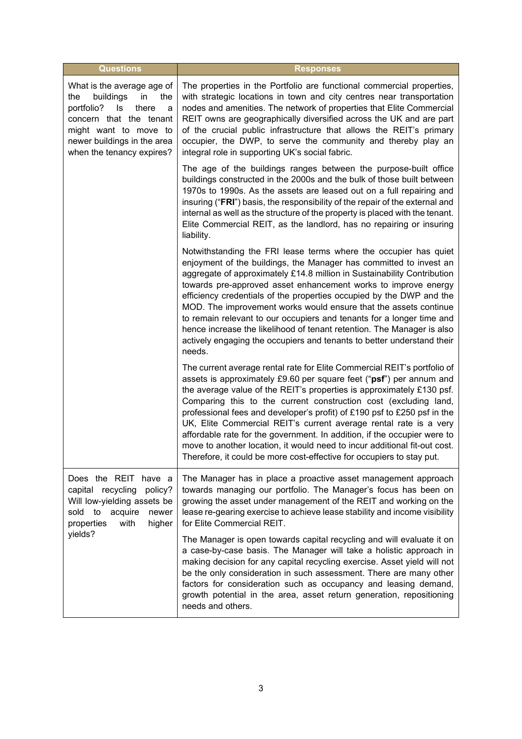| Questions | Responses |
|---|---|
| What is the average age of the buildings in the portfolio? Is there a concern that the tenant might want to move to newer buildings in the area when the tenancy expires? | The properties in the Portfolio are functional commercial properties, with strategic locations in town and city centres near transportation nodes and amenities. The network of properties that Elite Commercial REIT owns are geographically diversified across the UK and are part of the crucial public infrastructure that allows the REIT's primary occupier, the DWP, to serve the community and thereby play an integral role in supporting UK's social fabric.<br><br>The age of the buildings ranges between the purpose-built office buildings constructed in the 2000s and the bulk of those built between 1970s to 1990s. As the assets are leased out on a full repairing and insuring ("**FRI**") basis, the responsibility of the repair of the external and internal as well as the structure of the property is placed with the tenant. Elite Commercial REIT, as the landlord, has no repairing or insuring liability.<br><br>Notwithstanding the FRI lease terms where the occupier has quiet enjoyment of the buildings, the Manager has committed to invest an aggregate of approximately £14.8 million in Sustainability Contribution towards pre-approved asset enhancement works to improve energy efficiency credentials of the properties occupied by the DWP and the MOD. The improvement works would ensure that the assets continue to remain relevant to our occupiers and tenants for a longer time and hence increase the likelihood of tenant retention. The Manager is also actively engaging the occupiers and tenants to better understand their needs.<br><br>The current average rental rate for Elite Commercial REIT's portfolio of assets is approximately £9.60 per square feet ("**psf**") per annum and the average value of the REIT's properties is approximately £130 psf. Comparing this to the current construction cost (excluding land, professional fees and developer's profit) of £190 psf to £250 psf in the UK, Elite Commercial REIT's current average rental rate is a very affordable rate for the government. In addition, if the occupier were to move to another location, it would need to incur additional fit-out cost. Therefore, it could be more cost-effective for occupiers to stay put. |
| Does the REIT have a capital recycling policy? Will low-yielding assets be sold to acquire newer properties with higher yields? | The Manager has in place a proactive asset management approach towards managing our portfolio. The Manager's focus has been on growing the asset under management of the REIT and working on the lease re-gearing exercise to achieve lease stability and income visibility for Elite Commercial REIT.<br><br>The Manager is open towards capital recycling and will evaluate it on a case-by-case basis. The Manager will take a holistic approach in making decision for any capital recycling exercise. Asset yield will not be the only consideration in such assessment. There are many other factors for consideration such as occupancy and leasing demand, growth potential in the area, asset return generation, repositioning needs and others. |